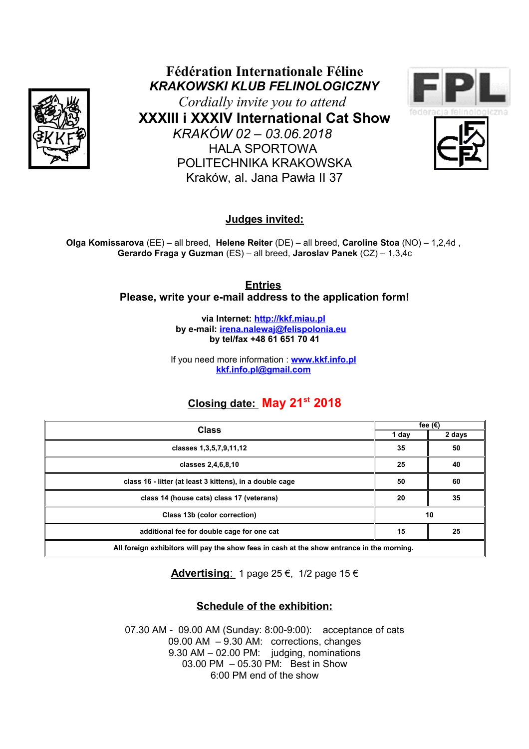# Fédération Internationale Féline

***KRAKOWSKI KLUB FELINOLOGICZNY***

*Cordially invite you to attend*

## XXXIII i XXXIV International Cat Show

*KRAKÓW 02 – 03.06.2018*

HALA SPORTOWA

POLITECHNIKA KRAKOWSKA

Kraków, al. Jana Pawła II 37

### Judges invited:

**Olga Komissarova** (EE) – all breed, **Helene Reiter** (DE) – all breed, **Caroline Stoa** (NO) – 1,2,4d , **Gerardo Fraga y Guzman** (ES) – all breed, **Jaroslav Panek** (CZ) – 1,3,4c

### Entries

**Please, write your e-mail address to the application form!**

**via Internet: http://kkf.miau.pl**
**by e-mail: irena.nalewaj@felispolonia.eu**
**by tel/fax +48 61 651 70 41**

If you need more information : **www.kkf.info.pl**
**kkf.info.pl@gmail.com**

### Closing date: May 21st 2018

| Class | fee (€) | |
|---|---|---|
| | 1 day | 2 days |
| classes 1,3,5,7,9,11,12 | 35 | 50 |
| classes 2,4,6,8,10 | 25 | 40 |
| class 16 - litter (at least 3 kittens), in a double cage | 50 | 60 |
| class 14 (house cats) class 17 (veterans) | 20 | 35 |
| Class 13b (color correction) | 10 | |
| additional fee for double cage for one cat | 15 | 25 |
| All foreign exhibitors will pay the show fees in cash at the show entrance in the morning. | | |

**Advertising**: 1 page 25 €, 1/2 page 15 €

### Schedule of the exhibition:

07.30 AM - 09.00 AM (Sunday: 8:00-9:00): acceptance of cats
09.00 AM – 9.30 AM: corrections, changes
9.30 AM – 02.00 PM: judging, nominations
03.00 PM – 05.30 PM: Best in Show
6:00 PM end of the show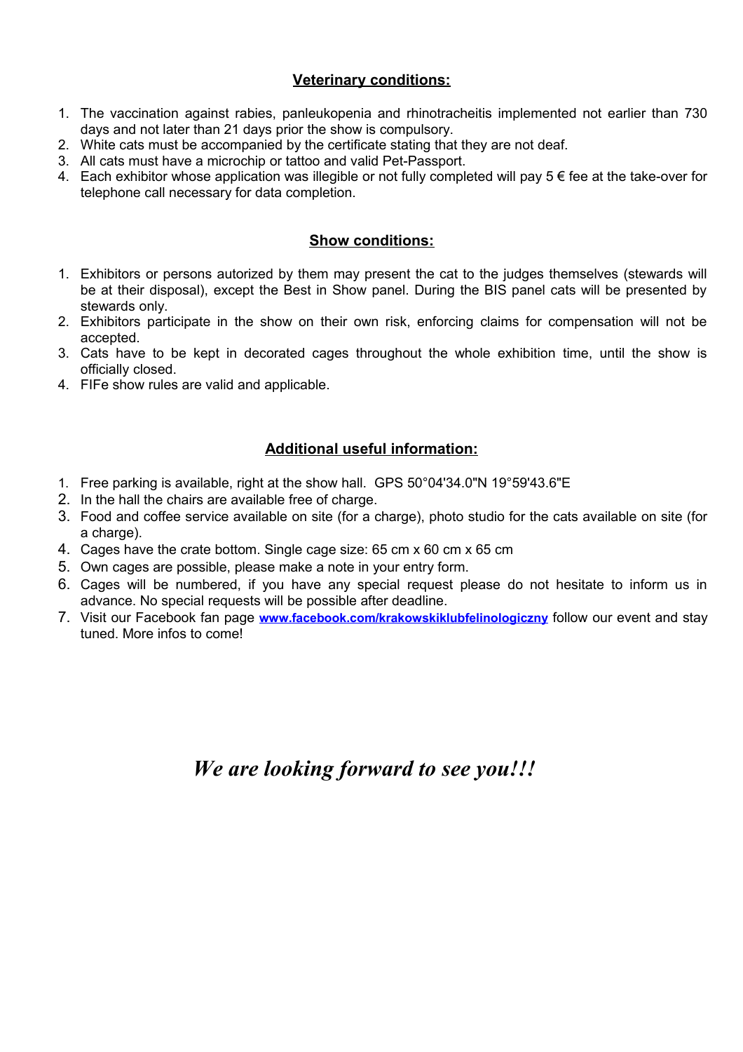## Veterinary conditions:

1. The vaccination against rabies, panleukopenia and rhinotracheitis implemented not earlier than 730 days and not later than 21 days prior the show is compulsory.
2. White cats must be accompanied by the certificate stating that they are not deaf.
3. All cats must have a microchip or tattoo and valid Pet-Passport.
4. Each exhibitor whose application was illegible or not fully completed will pay 5 € fee at the take-over for telephone call necessary for data completion.

## Show conditions:

1. Exhibitors or persons autorized by them may present the cat to the judges themselves (stewards will be at their disposal), except the Best in Show panel. During the BIS panel cats will be presented by stewards only.
2. Exhibitors participate in the show on their own risk, enforcing claims for compensation will not be accepted.
3. Cats have to be kept in decorated cages throughout the whole exhibition time, until the show is officially closed.
4. FIFe show rules are valid and applicable.

## Additional useful information:

1. Free parking is available, right at the show hall. GPS 50°04'34.0"N 19°59'43.6"E
2. In the hall the chairs are available free of charge.
3. Food and coffee service available on site (for a charge), photo studio for the cats available on site (for a charge).
4. Cages have the crate bottom. Single cage size: 65 cm x 60 cm x 65 cm
5. Own cages are possible, please make a note in your entry form.
6. Cages will be numbered, if you have any special request please do not hesitate to inform us in advance. No special requests will be possible after deadline.
7. Visit our Facebook fan page **www.facebook.com/krakowskiklubfelinologiczny** follow our event and stay tuned. More infos to come!

*We are looking forward to see you!!!*